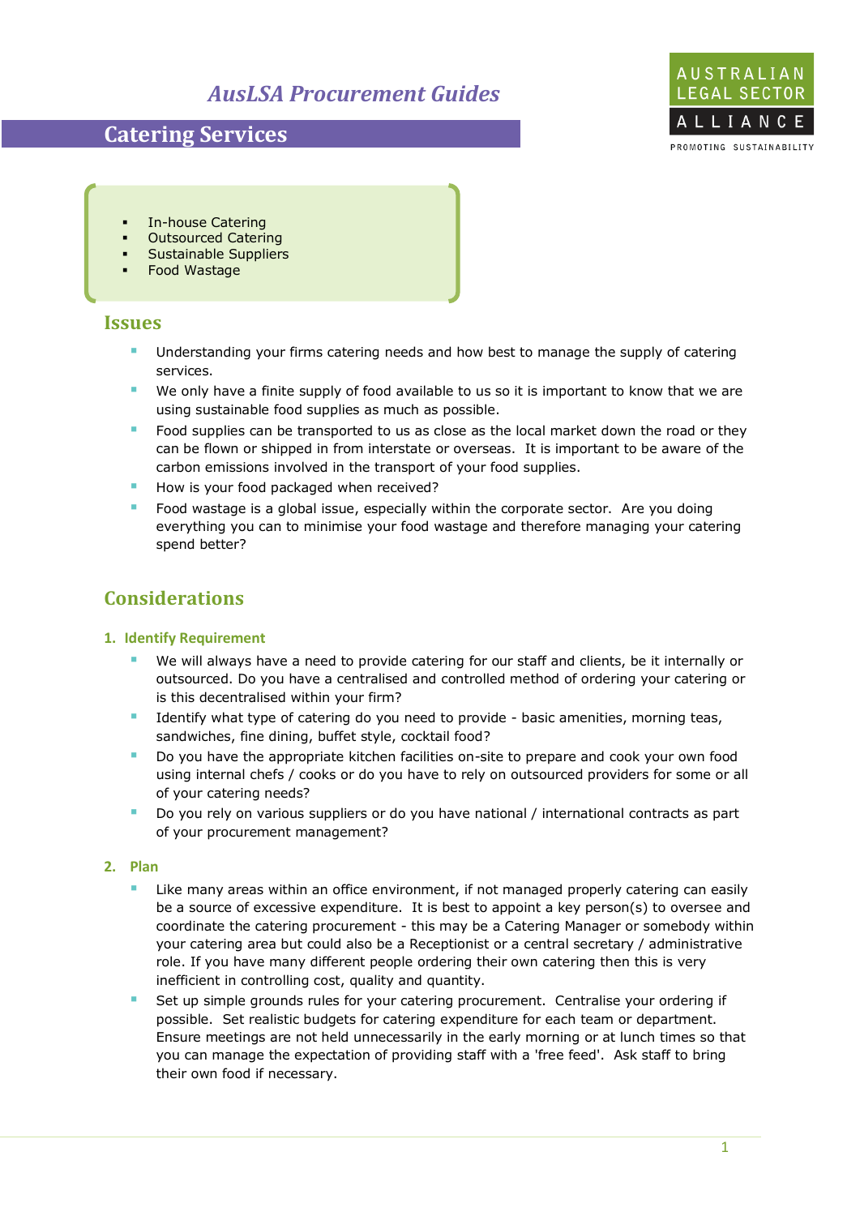# *AusLSA Procurement Guides*

## Catering Services

- In-house Catering
- Outsourced Catering
- Sustainable Suppliers
- Food Wastage

## Issues

- Understanding your firms catering needs and how best to manage the supply of catering services.
- We only have a finite supply of food available to us so it is important to know that we are using sustainable food supplies as much as possible.
- Food supplies can be transported to us as close as the local market down the road or they can be flown or shipped in from interstate or overseas. It is important to be aware of the carbon emissions involved in the transport of your food supplies.
- How is your food packaged when received?
- Food wastage is a global issue, especially within the corporate sector. Are you doing everything you can to minimise your food wastage and therefore managing your catering spend better?

## Considerations

### 1. Identify Requirement

- We will always have a need to provide catering for our staff and clients, be it internally or outsourced. Do you have a centralised and controlled method of ordering your catering or is this decentralised within your firm?
- Identify what type of catering do you need to provide - basic amenities, morning teas, sandwiches, fine dining, buffet style, cocktail food?
- Do you have the appropriate kitchen facilities on-site to prepare and cook your own food using internal chefs / cooks or do you have to rely on outsourced providers for some or all of your catering needs?
- Do you rely on various suppliers or do you have national / international contracts as part of your procurement management?

### 2. Plan

- Like many areas within an office environment, if not managed properly catering can easily be a source of excessive expenditure. It is best to appoint a key person(s) to oversee and coordinate the catering procurement - this may be a Catering Manager or somebody within your catering area but could also be a Receptionist or a central secretary / administrative role. If you have many different people ordering their own catering then this is very inefficient in controlling cost, quality and quantity.
- Set up simple grounds rules for your catering procurement. Centralise your ordering if possible. Set realistic budgets for catering expenditure for each team or department. Ensure meetings are not held unnecessarily in the early morning or at lunch times so that you can manage the expectation of providing staff with a 'free feed'. Ask staff to bring their own food if necessary.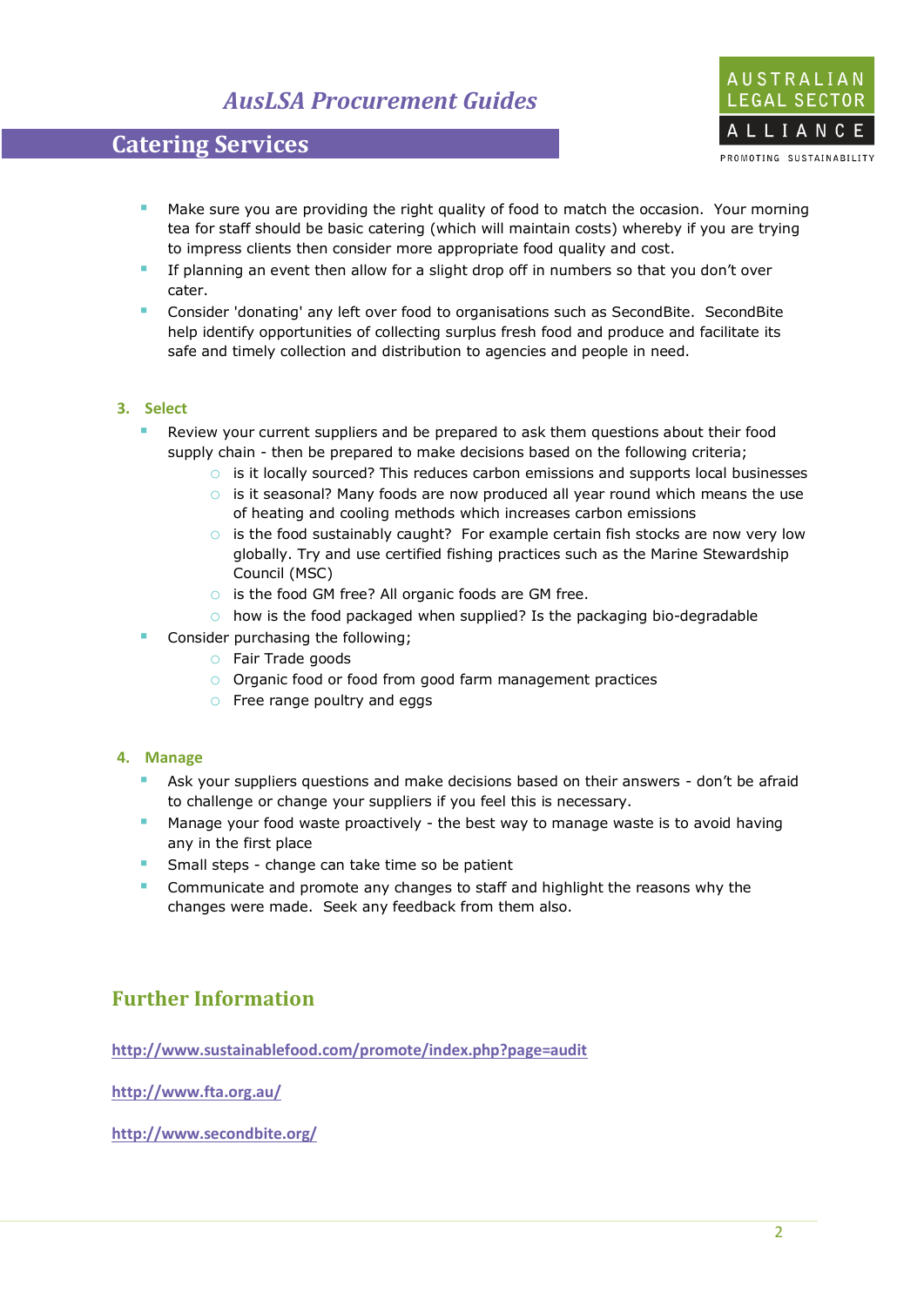- Make sure you are providing the right quality of food to match the occasion. Your morning tea for staff should be basic catering (which will maintain costs) whereby if you are trying to impress clients then consider more appropriate food quality and cost.
- If planning an event then allow for a slight drop off in numbers so that you don't over cater.
- Consider 'donating' any left over food to organisations such as SecondBite. SecondBite help identify opportunities of collecting surplus fresh food and produce and facilitate its safe and timely collection and distribution to agencies and people in need.

### 3. Select

- Review your current suppliers and be prepared to ask them questions about their food supply chain - then be prepared to make decisions based on the following criteria;
  - is it locally sourced? This reduces carbon emissions and supports local businesses
  - is it seasonal? Many foods are now produced all year round which means the use of heating and cooling methods which increases carbon emissions
  - is the food sustainably caught? For example certain fish stocks are now very low globally. Try and use certified fishing practices such as the Marine Stewardship Council (MSC)
  - is the food GM free? All organic foods are GM free.
  - how is the food packaged when supplied? Is the packaging bio-degradable
- Consider purchasing the following;
  - Fair Trade goods
  - Organic food or food from good farm management practices
  - Free range poultry and eggs

### 4. Manage

- Ask your suppliers questions and make decisions based on their answers - don't be afraid to challenge or change your suppliers if you feel this is necessary.
- Manage your food waste proactively - the best way to manage waste is to avoid having any in the first place
- Small steps - change can take time so be patient
- Communicate and promote any changes to staff and highlight the reasons why the changes were made. Seek any feedback from them also.

## Further Information

http://www.sustainablefood.com/promote/index.php?page=audit

http://www.fta.org.au/

http://www.secondbite.org/